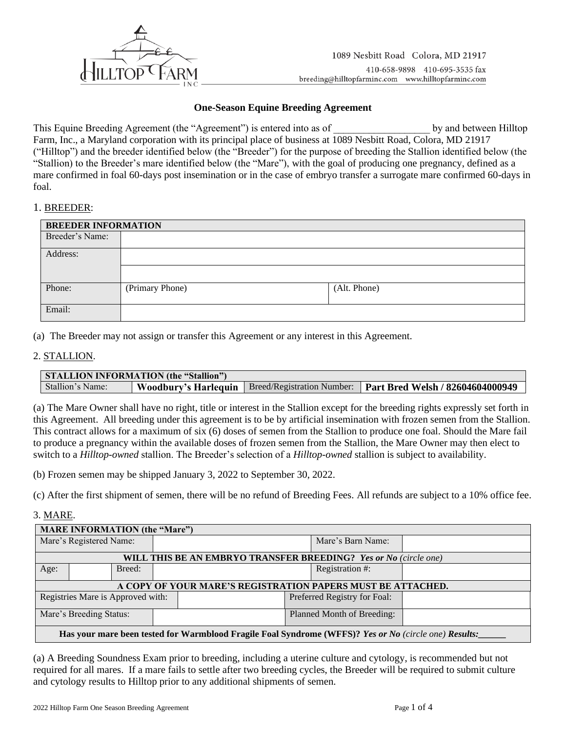1089 Nesbitt Road Colora, MD 21917

410-658-9898 410-695-3535 fax

breeding@hilltopfarminc.com www.hilltopfarminc.com

## One-Season Equine Breeding Agreement

This Equine Breeding Agreement (the "Agreement") is entered into as of ___________________ by and between Hilltop Farm, Inc., a Maryland corporation with its principal place of business at 1089 Nesbitt Road, Colora, MD 21917 ("Hilltop") and the breeder identified below (the "Breeder") for the purpose of breeding the Stallion identified below (the "Stallion) to the Breeder's mare identified below (the "Mare"), with the goal of producing one pregnancy, defined as a mare confirmed in foal 60-days post insemination or in the case of embryo transfer a surrogate mare confirmed 60-days in foal.

1. BREEDER:

| **BREEDER INFORMATION** | | |
|---|---|---|
| Breeder's Name: | | |
| Address: | | |
| | | |
| Phone: | (Primary Phone) | (Alt. Phone) |
| Email: | | |

(a) The Breeder may not assign or transfer this Agreement or any interest in this Agreement.

2. STALLION.

| **STALLION INFORMATION (the "Stallion")** | | | |
|---|---|---|---|
| Stallion's Name: | **Woodbury's Harlequin** | Breed/Registration Number: | **Part Bred Welsh / 82604604000949** |

(a) The Mare Owner shall have no right, title or interest in the Stallion except for the breeding rights expressly set forth in this Agreement. All breeding under this agreement is to be by artificial insemination with frozen semen from the Stallion. This contract allows for a maximum of six (6) doses of semen from the Stallion to produce one foal. Should the Mare fail to produce a pregnancy within the available doses of frozen semen from the Stallion, the Mare Owner may then elect to switch to a *Hilltop-owned* stallion. The Breeder's selection of a *Hilltop-owned* stallion is subject to availability.

(b) Frozen semen may be shipped January 3, 2022 to September 30, 2022.

(c) After the first shipment of semen, there will be no refund of Breeding Fees. All refunds are subject to a 10% office fee.

3. MARE.

| **MARE INFORMATION (the "Mare")** | | | |
|---|---|---|---|
| Mare's Registered Name: | | Mare's Barn Name: | |
| **WILL THIS BE AN EMBRYO TRANSFER BREEDING?** ***Yes or No*** *(circle one)* | | | |
| Age: | Breed: | Registration #: | |
| **A COPY OF YOUR MARE'S REGISTRATION PAPERS MUST BE ATTACHED.** | | | |
| Registries Mare is Approved with: | | Preferred Registry for Foal: | |
| Mare's Breeding Status: | | Planned Month of Breeding: | |
| **Has your mare been tested for Warmblood Fragile Foal Syndrome (WFFS)?** ***Yes or No*** *(circle one)* ***Results:______*** | | | |

(a) A Breeding Soundness Exam prior to breeding, including a uterine culture and cytology, is recommended but not required for all mares. If a mare fails to settle after two breeding cycles, the Breeder will be required to submit culture and cytology results to Hilltop prior to any additional shipments of semen.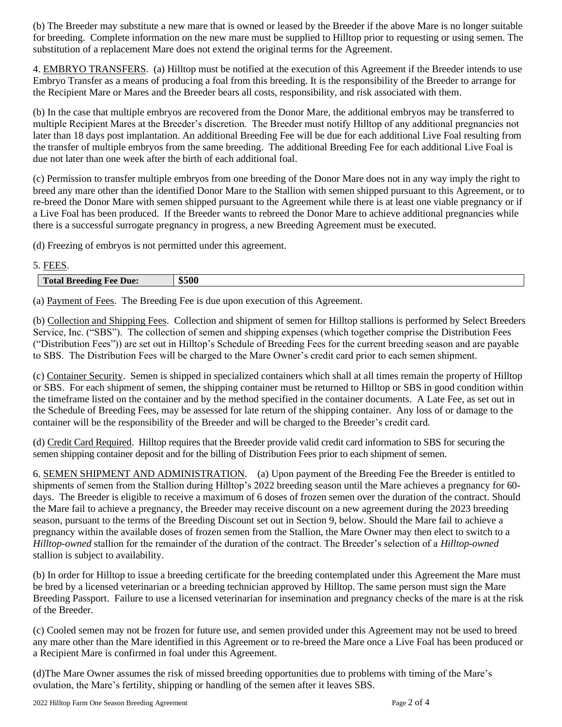(b) The Breeder may substitute a new mare that is owned or leased by the Breeder if the above Mare is no longer suitable for breeding. Complete information on the new mare must be supplied to Hilltop prior to requesting or using semen. The substitution of a replacement Mare does not extend the original terms for the Agreement.

4. <u>EMBRYO TRANSFERS</u>. (a) Hilltop must be notified at the execution of this Agreement if the Breeder intends to use Embryo Transfer as a means of producing a foal from this breeding. It is the responsibility of the Breeder to arrange for the Recipient Mare or Mares and the Breeder bears all costs, responsibility, and risk associated with them.

(b) In the case that multiple embryos are recovered from the Donor Mare, the additional embryos may be transferred to multiple Recipient Mares at the Breeder's discretion. The Breeder must notify Hilltop of any additional pregnancies not later than 18 days post implantation. An additional Breeding Fee will be due for each additional Live Foal resulting from the transfer of multiple embryos from the same breeding. The additional Breeding Fee for each additional Live Foal is due not later than one week after the birth of each additional foal.

(c) Permission to transfer multiple embryos from one breeding of the Donor Mare does not in any way imply the right to breed any mare other than the identified Donor Mare to the Stallion with semen shipped pursuant to this Agreement, or to re-breed the Donor Mare with semen shipped pursuant to the Agreement while there is at least one viable pregnancy or if a Live Foal has been produced. If the Breeder wants to rebreed the Donor Mare to achieve additional pregnancies while there is a successful surrogate pregnancy in progress, a new Breeding Agreement must be executed.

(d) Freezing of embryos is not permitted under this agreement.

5. <u>FEES</u>.

| **Total Breeding Fee Due:** | **$500** |
|---|---|

(a) <u>Payment of Fees</u>. The Breeding Fee is due upon execution of this Agreement.

(b) <u>Collection and Shipping Fees</u>. Collection and shipment of semen for Hilltop stallions is performed by Select Breeders Service, Inc. ("SBS"). The collection of semen and shipping expenses (which together comprise the Distribution Fees ("Distribution Fees")) are set out in Hilltop's Schedule of Breeding Fees for the current breeding season and are payable to SBS. The Distribution Fees will be charged to the Mare Owner's credit card prior to each semen shipment.

(c) <u>Container Security</u>. Semen is shipped in specialized containers which shall at all times remain the property of Hilltop or SBS. For each shipment of semen, the shipping container must be returned to Hilltop or SBS in good condition within the timeframe listed on the container and by the method specified in the container documents. A Late Fee, as set out in the Schedule of Breeding Fees, may be assessed for late return of the shipping container. Any loss of or damage to the container will be the responsibility of the Breeder and will be charged to the Breeder's credit card.

(d) <u>Credit Card Required</u>. Hilltop requires that the Breeder provide valid credit card information to SBS for securing the semen shipping container deposit and for the billing of Distribution Fees prior to each shipment of semen.

6. <u>SEMEN SHIPMENT AND ADMINISTRATION</u>. (a) Upon payment of the Breeding Fee the Breeder is entitled to shipments of semen from the Stallion during Hilltop's 2022 breeding season until the Mare achieves a pregnancy for 60-days. The Breeder is eligible to receive a maximum of 6 doses of frozen semen over the duration of the contract. Should the Mare fail to achieve a pregnancy, the Breeder may receive discount on a new agreement during the 2023 breeding season, pursuant to the terms of the Breeding Discount set out in Section 9, below. Should the Mare fail to achieve a pregnancy within the available doses of frozen semen from the Stallion, the Mare Owner may then elect to switch to a *Hilltop-owned* stallion for the remainder of the duration of the contract. The Breeder's selection of a *Hilltop-owned* stallion is subject to availability.

(b) In order for Hilltop to issue a breeding certificate for the breeding contemplated under this Agreement the Mare must be bred by a licensed veterinarian or a breeding technician approved by Hilltop. The same person must sign the Mare Breeding Passport. Failure to use a licensed veterinarian for insemination and pregnancy checks of the mare is at the risk of the Breeder.

(c) Cooled semen may not be frozen for future use, and semen provided under this Agreement may not be used to breed any mare other than the Mare identified in this Agreement or to re-breed the Mare once a Live Foal has been produced or a Recipient Mare is confirmed in foal under this Agreement.

(d)The Mare Owner assumes the risk of missed breeding opportunities due to problems with timing of the Mare's ovulation, the Mare's fertility, shipping or handling of the semen after it leaves SBS.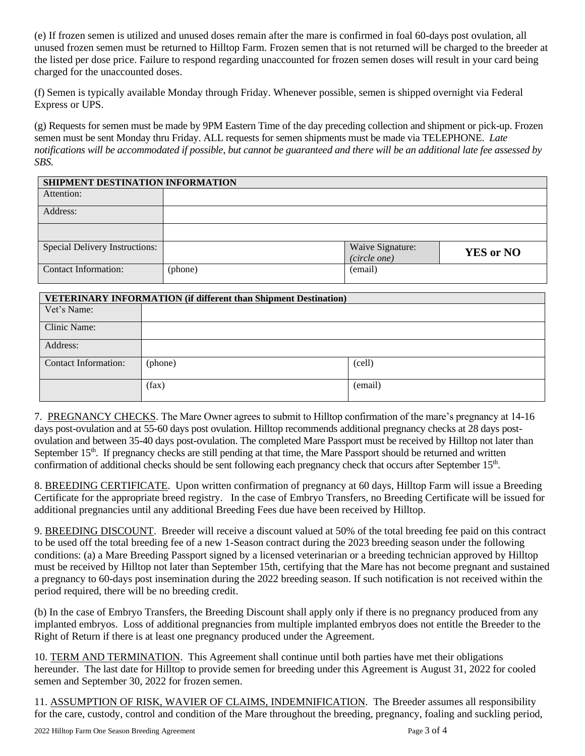(e) If frozen semen is utilized and unused doses remain after the mare is confirmed in foal 60-days post ovulation, all unused frozen semen must be returned to Hilltop Farm. Frozen semen that is not returned will be charged to the breeder at the listed per dose price. Failure to respond regarding unaccounted for frozen semen doses will result in your card being charged for the unaccounted doses.

(f) Semen is typically available Monday through Friday. Whenever possible, semen is shipped overnight via Federal Express or UPS.

(g) Requests for semen must be made by 9PM Eastern Time of the day preceding collection and shipment or pick-up. Frozen semen must be sent Monday thru Friday. ALL requests for semen shipments must be made via TELEPHONE. *Late notifications will be accommodated if possible, but cannot be guaranteed and there will be an additional late fee assessed by SBS.*

| **SHIPMENT DESTINATION INFORMATION** | | | |
|---|---|---|---|
| Attention: | | | |
| Address: | | | |
| | | | |
| Special Delivery Instructions: | | Waive Signature: *(circle one)* | **YES or NO** |
| Contact Information: | (phone) | (email) | |

| **VETERINARY INFORMATION (if different than Shipment Destination)** | | |
|---|---|---|
| Vet's Name: | | |
| Clinic Name: | | |
| Address: | | |
| Contact Information: | (phone) | (cell) |
| | (fax) | (email) |

7. PREGNANCY CHECKS. The Mare Owner agrees to submit to Hilltop confirmation of the mare's pregnancy at 14-16 days post-ovulation and at 55-60 days post ovulation. Hilltop recommends additional pregnancy checks at 28 days post-ovulation and between 35-40 days post-ovulation. The completed Mare Passport must be received by Hilltop not later than September 15th. If pregnancy checks are still pending at that time, the Mare Passport should be returned and written confirmation of additional checks should be sent following each pregnancy check that occurs after September 15th.

8. BREEDING CERTIFICATE. Upon written confirmation of pregnancy at 60 days, Hilltop Farm will issue a Breeding Certificate for the appropriate breed registry. In the case of Embryo Transfers, no Breeding Certificate will be issued for additional pregnancies until any additional Breeding Fees due have been received by Hilltop.

9. BREEDING DISCOUNT. Breeder will receive a discount valued at 50% of the total breeding fee paid on this contract to be used off the total breeding fee of a new 1-Season contract during the 2023 breeding season under the following conditions: (a) a Mare Breeding Passport signed by a licensed veterinarian or a breeding technician approved by Hilltop must be received by Hilltop not later than September 15th, certifying that the Mare has not become pregnant and sustained a pregnancy to 60-days post insemination during the 2022 breeding season. If such notification is not received within the period required, there will be no breeding credit.

(b) In the case of Embryo Transfers, the Breeding Discount shall apply only if there is no pregnancy produced from any implanted embryos. Loss of additional pregnancies from multiple implanted embryos does not entitle the Breeder to the Right of Return if there is at least one pregnancy produced under the Agreement.

10. TERM AND TERMINATION. This Agreement shall continue until both parties have met their obligations hereunder. The last date for Hilltop to provide semen for breeding under this Agreement is August 31, 2022 for cooled semen and September 30, 2022 for frozen semen.

11. ASSUMPTION OF RISK, WAVIER OF CLAIMS, INDEMNIFICATION. The Breeder assumes all responsibility for the care, custody, control and condition of the Mare throughout the breeding, pregnancy, foaling and suckling period,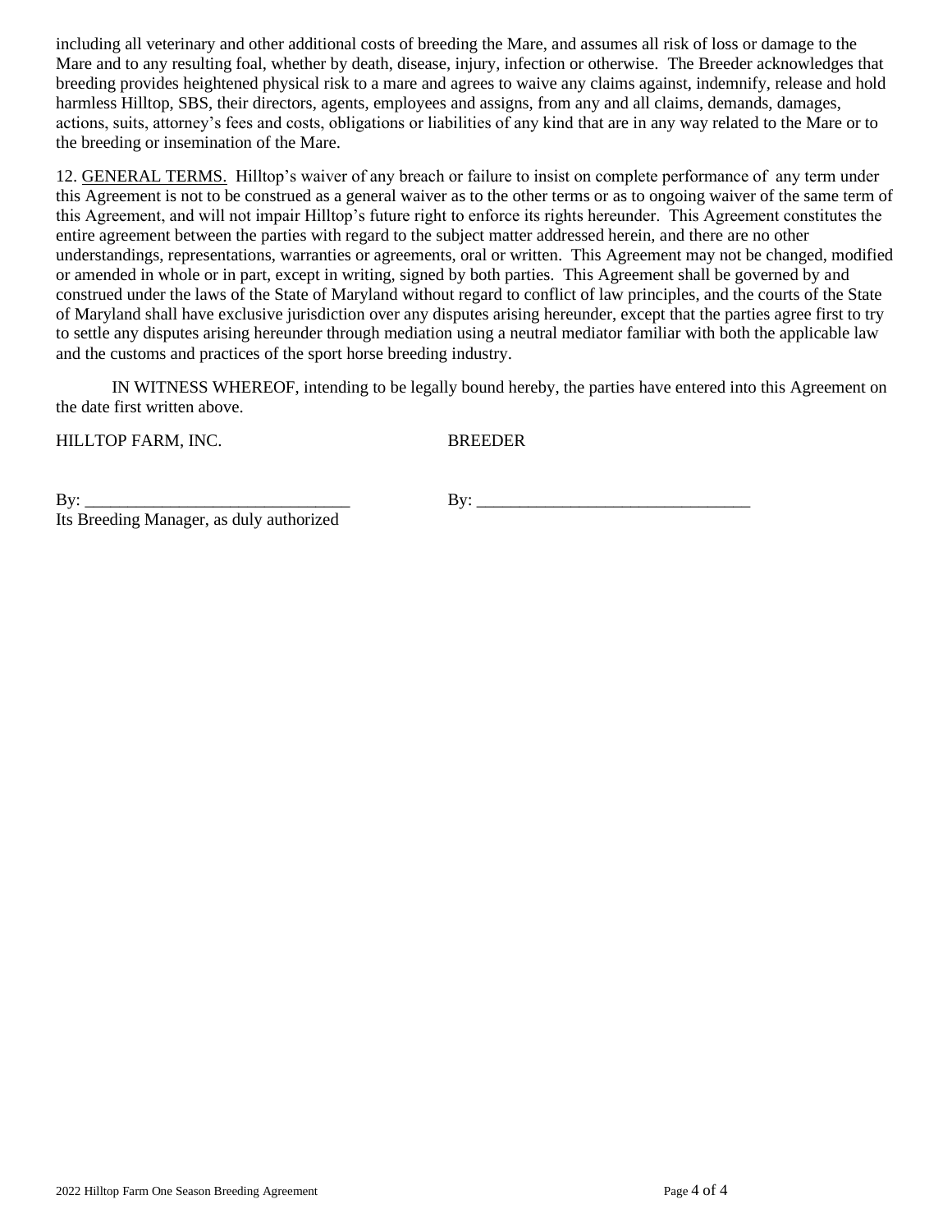including all veterinary and other additional costs of breeding the Mare, and assumes all risk of loss or damage to the Mare and to any resulting foal, whether by death, disease, injury, infection or otherwise. The Breeder acknowledges that breeding provides heightened physical risk to a mare and agrees to waive any claims against, indemnify, release and hold harmless Hilltop, SBS, their directors, agents, employees and assigns, from any and all claims, demands, damages, actions, suits, attorney's fees and costs, obligations or liabilities of any kind that are in any way related to the Mare or to the breeding or insemination of the Mare.

12. GENERAL TERMS. Hilltop's waiver of any breach or failure to insist on complete performance of any term under this Agreement is not to be construed as a general waiver as to the other terms or as to ongoing waiver of the same term of this Agreement, and will not impair Hilltop's future right to enforce its rights hereunder. This Agreement constitutes the entire agreement between the parties with regard to the subject matter addressed herein, and there are no other understandings, representations, warranties or agreements, oral or written. This Agreement may not be changed, modified or amended in whole or in part, except in writing, signed by both parties. This Agreement shall be governed by and construed under the laws of the State of Maryland without regard to conflict of law principles, and the courts of the State of Maryland shall have exclusive jurisdiction over any disputes arising hereunder, except that the parties agree first to try to settle any disputes arising hereunder through mediation using a neutral mediator familiar with both the applicable law and the customs and practices of the sport horse breeding industry.

IN WITNESS WHEREOF, intending to be legally bound hereby, the parties have entered into this Agreement on the date first written above.

HILLTOP FARM, INC.

By: _______________________________
Its Breeding Manager, as duly authorized

BREEDER

By: _______________________________